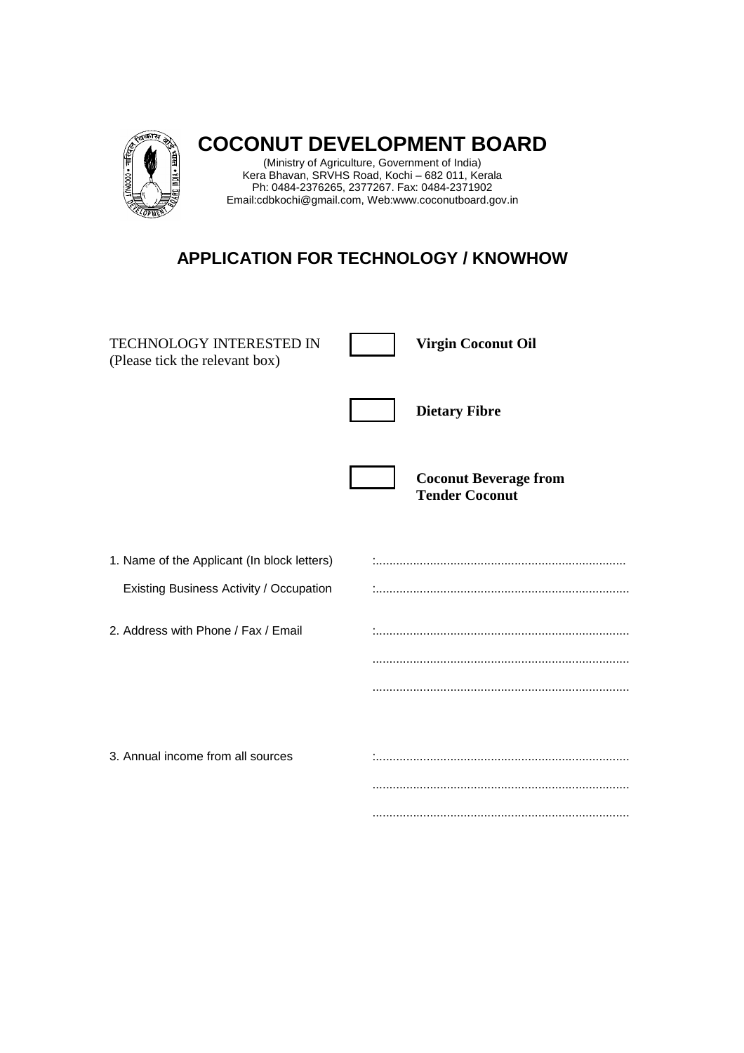# COCONUT DEVELOPMENT BOARD

(Ministry of Agriculture, Government of India)
Kera Bhavan, SRVHS Road, Kochi – 682 011, Kerala
Ph: 0484-2376265, 2377267. Fax: 0484-2371902
Email:cdbkochi@gmail.com, Web:www.coconutboard.gov.in

## APPLICATION FOR TECHNOLOGY / KNOWHOW

TECHNOLOGY INTERESTED IN
(Please tick the relevant box)

☐ **Virgin Coconut Oil**

☐ **Dietary Fibre**

☐ **Coconut Beverage from Tender Coconut**

1. Name of the Applicant (In block letters) :..........................................................................

   Existing Business Activity / Occupation :..........................................................................

2. Address with Phone / Fax / Email :..........................................................................

   ..........................................................................

   ..........................................................................

3. Annual income from all sources :..........................................................................

   ..........................................................................

   ..........................................................................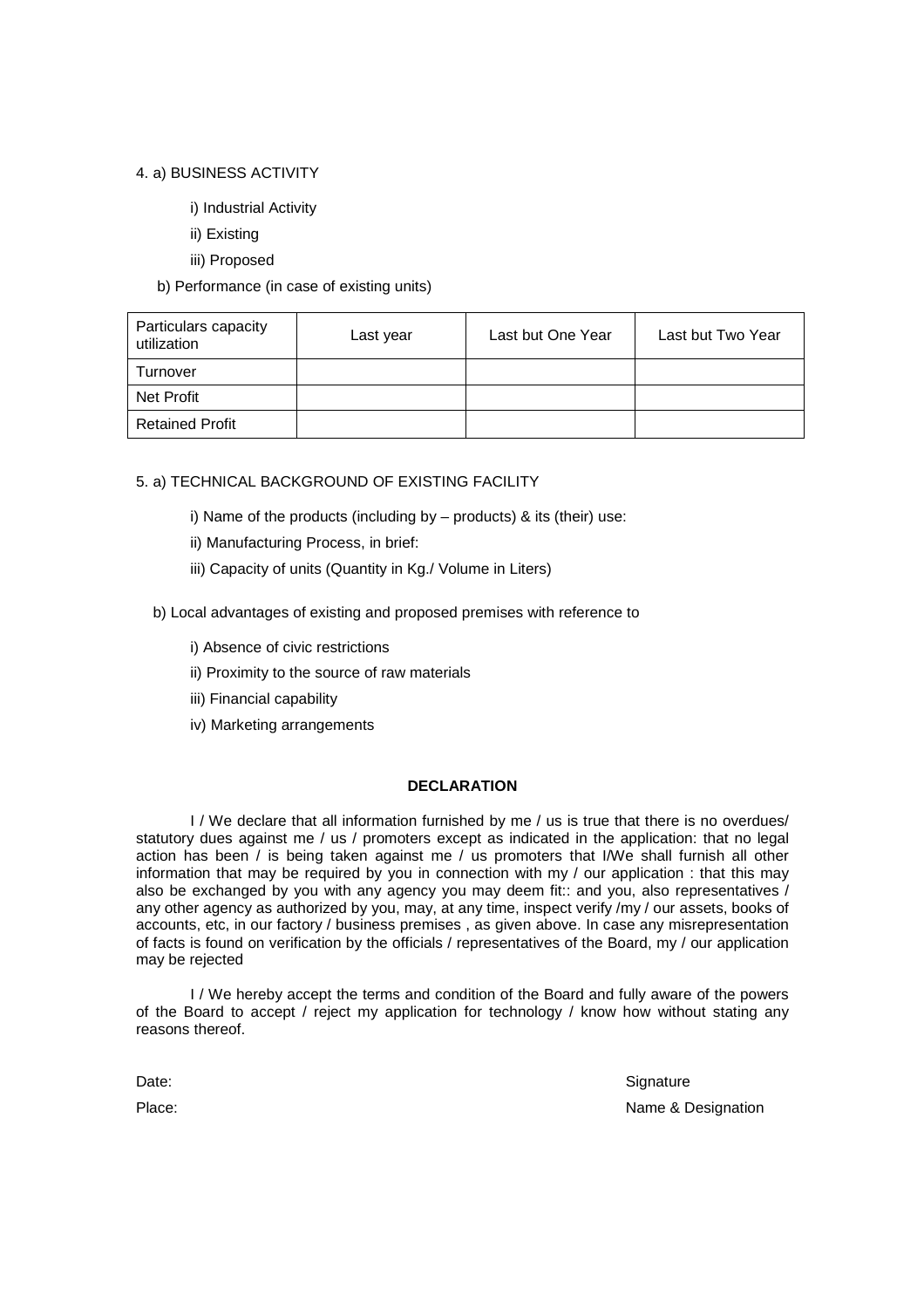4. a) BUSINESS ACTIVITY

i) Industrial Activity

ii) Existing

iii) Proposed

b) Performance (in case of existing units)

| Particulars capacity utilization | Last year | Last but One Year | Last but Two Year |
|---|---|---|---|
| Turnover | | | |
| Net Profit | | | |
| Retained Profit | | | |

5. a) TECHNICAL BACKGROUND OF EXISTING FACILITY

i) Name of the products (including by – products) & its (their) use:

ii) Manufacturing Process, in brief:

iii) Capacity of units (Quantity in Kg./ Volume in Liters)

b) Local advantages of existing and proposed premises with reference to

i) Absence of civic restrictions

ii) Proximity to the source of raw materials

iii) Financial capability

iv) Marketing arrangements

**DECLARATION**

I / We declare that all information furnished by me / us is true that there is no overdues/ statutory dues against me / us / promoters except as indicated in the application: that no legal action has been / is being taken against me / us promoters that I/We shall furnish all other information that may be required by you in connection with my / our application : that this may also be exchanged by you with any agency you may deem fit:: and you, also representatives / any other agency as authorized by you, may, at any time, inspect verify /my / our assets, books of accounts, etc, in our factory / business premises , as given above. In case any misrepresentation of facts is found on verification by the officials / representatives of the Board, my / our application may be rejected

I / We hereby accept the terms and condition of the Board and fully aware of the powers of the Board to accept / reject my application for technology / know how without stating any reasons thereof.

Date: Signature

Place: Name & Designation